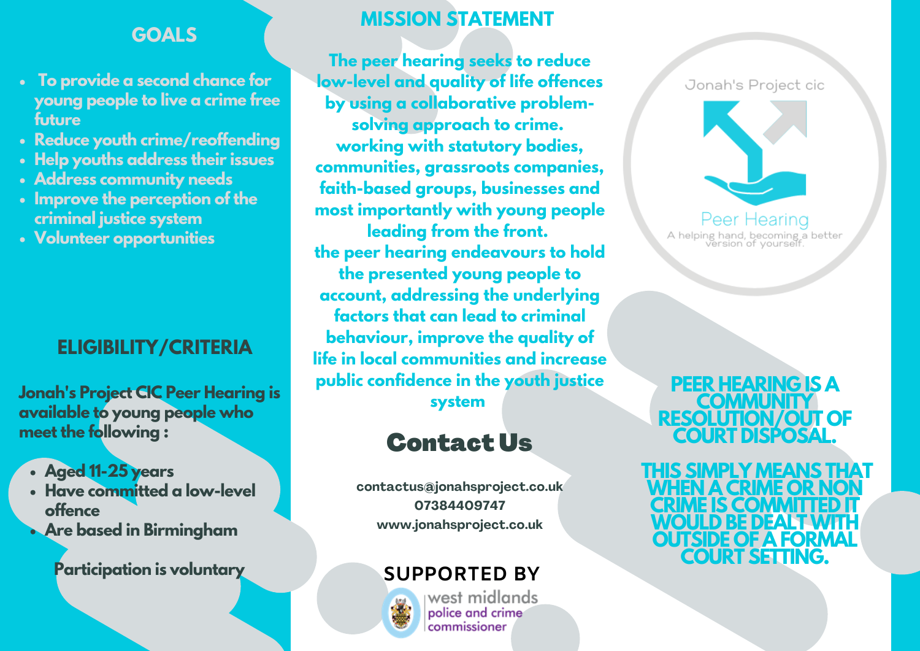## GOALS

- To provide a second chance for young people to live a crime free future
- Reduce youth crime/reoffending
- Help youths address their issues
- Address community needs
- Improve the perception of the criminal justice system
- Volunteer opportunities

## ELIGIBILITY/CRITERIA

**Jonah's Project CIC Peer Hearing is available to young people who meet the following :**

- **Aged 11-25 years**
- **Have committed a low-level offence**
- **Are based in Birmingham**

**Participation is voluntary**

## MISSION STATEMENT

**The peer hearing seeks to reduce low-level and quality of life offences by using a collaborative problem-solving approach to crime. working with statutory bodies, communities, grassroots companies, faith-based groups, businesses and most importantly with young people leading from the front. the peer hearing endeavours to hold the presented young people to account, addressing the underlying factors that can lead to criminal behaviour, improve the quality of life in local communities and increase public confidence in the youth justice system**

## Contact Us

contactus@jonahsproject.co.uk
07384409747
www.jonahsproject.co.uk

### SUPPORTED BY

west midlands police and crime commissioner

Jonah's Project cic

Peer Hearing

A helping hand, becoming a better version of yourself.

**PEER HEARING IS A COMMUNITY RESOLUTION/OUT OF COURT DISPOSAL.**

**THIS SIMPLY MEANS THAT WHEN A CRIME OR NON CRIME IS COMMITTED IT WOULD BE DEALT WITH OUTSIDE OF A FORMAL COURT SETTING.**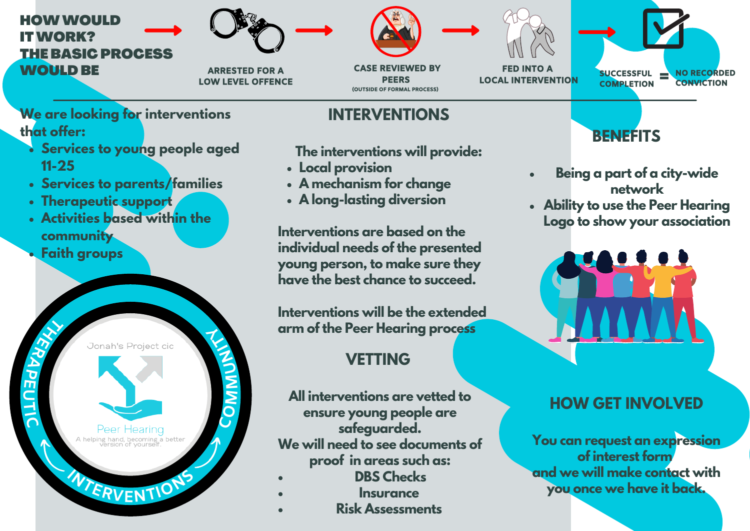# HOW WOULD IT WORK? THE BASIC PROCESS WOULD BE

ARRESTED FOR A LOW LEVEL OFFENCE → CASE REVIEWED BY PEERS (OUTSIDE OF FORMAL PROCESS) → FED INTO A LOCAL INTERVENTION → SUCCESSFUL COMPLETION = NO RECORDED CONVICTION

---

We are looking for interventions that offer:

- Services to young people aged 11-25
- Services to parents/families
- Therapeutic support
- Activities based within the community
- Faith groups

THERAPEUTIC
COMMUNITY
INTERVENTIONS

Jonah's Project cic

Peer Hearing

A helping hand, becoming a better version of yourself.

## INTERVENTIONS

The interventions will provide:

- Local provision
- A mechanism for change
- A long-lasting diversion

Interventions are based on the individual needs of the presented young person, to make sure they have the best chance to succeed.

Interventions will be the extended arm of the Peer Hearing process

## VETTING

All interventions are vetted to ensure young people are safeguarded.

We will need to see documents of proof in areas such as:

- DBS Checks
- Insurance
- Risk Assessments

## BENEFITS

- Being a part of a city-wide network
- Ability to use the Peer Hearing Logo to show your association

## HOW GET INVOLVED

You can request an expression of interest form and we will make contact with you once we have it back.